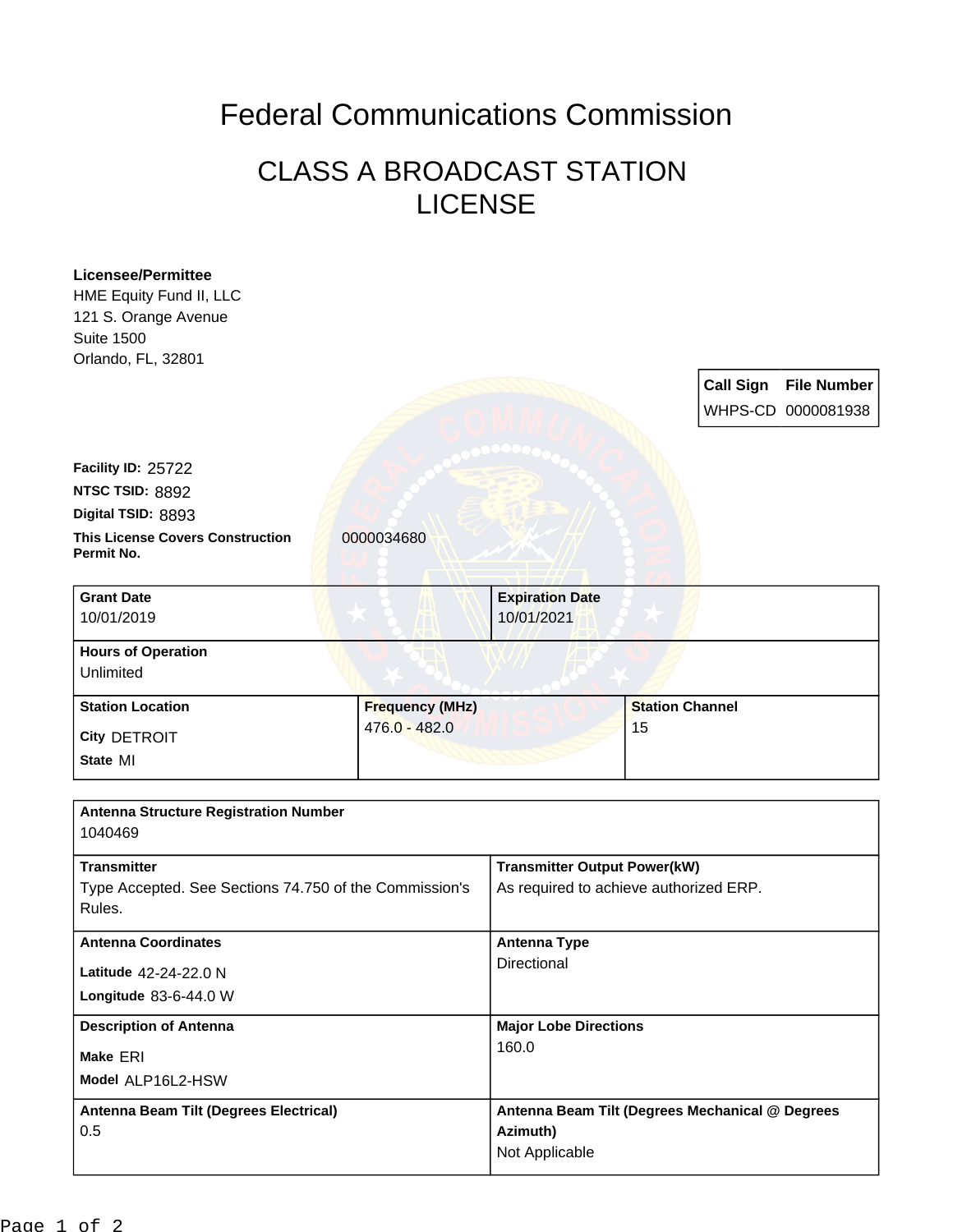# Federal Communications Commission

## CLASS A BROADCAST STATION LICENSE

**Licensee/Permittee**
HME Equity Fund II, LLC
121 S. Orange Avenue
Suite 1500
Orlando, FL, 32801

| Call Sign | File Number |
| --- | --- |
| WHPS-CD | 0000081938 |

**Facility ID:** 25722
**NTSC TSID:** 8892
**Digital TSID:** 8893
**This License Covers Construction Permit No.** 0000034680

| **Grant Date** | **Expiration Date** |
| --- | --- |
| 10/01/2019 | 10/01/2021 |

**Hours of Operation**
Unlimited

| **Station Location** | **Frequency (MHz)** | **Station Channel** |
| --- | --- | --- |
| **City** DETROIT<br>**State** MI | 476.0 - 482.0 | 15 |

**Antenna Structure Registration Number**
1040469

| **Transmitter** | **Transmitter Output Power(kW)** |
| --- | --- |
| Type Accepted. See Sections 74.750 of the Commission's Rules. | As required to achieve authorized ERP. |
| **Antenna Coordinates**<br>**Latitude** 42-24-22.0 N<br>**Longitude** 83-6-44.0 W | **Antenna Type**<br>Directional |
| **Description of Antenna**<br>**Make** ERI<br>**Model** ALP16L2-HSW | **Major Lobe Directions**<br>160.0 |
| **Antenna Beam Tilt (Degrees Electrical)**<br>0.5 | **Antenna Beam Tilt (Degrees Mechanical @ Degrees Azimuth)**<br>Not Applicable |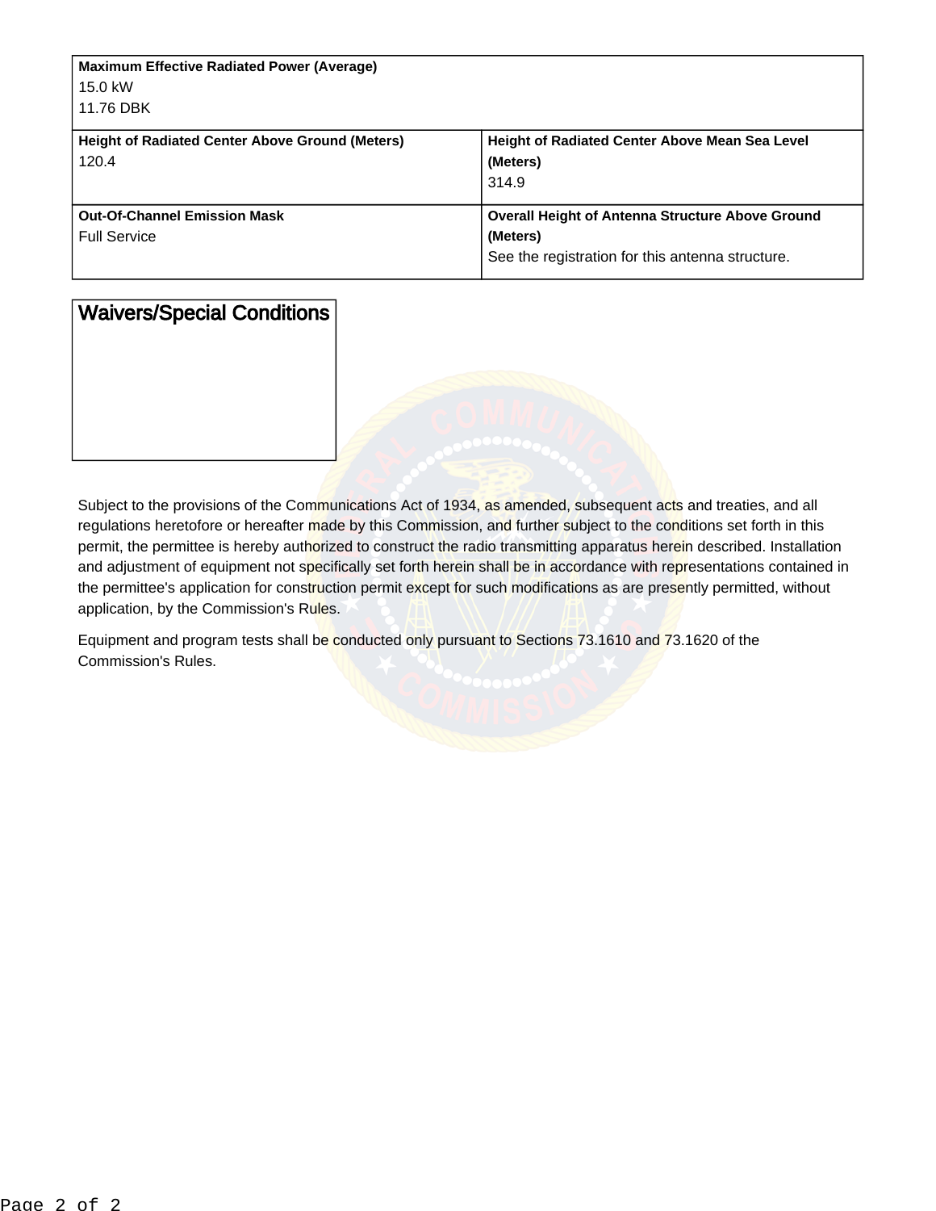| | |
|---|---|
| **Maximum Effective Radiated Power (Average)**<br>15.0 kW<br>11.76 DBK | |
| **Height of Radiated Center Above Ground (Meters)**<br>120.4 | **Height of Radiated Center Above Mean Sea Level (Meters)**<br>314.9 |
| **Out-Of-Channel Emission Mask**<br>Full Service | **Overall Height of Antenna Structure Above Ground (Meters)**<br>See the registration for this antenna structure. |

## Waivers/Special Conditions

Subject to the provisions of the Communications Act of 1934, as amended, subsequent acts and treaties, and all regulations heretofore or hereafter made by this Commission, and further subject to the conditions set forth in this permit, the permittee is hereby authorized to construct the radio transmitting apparatus herein described. Installation and adjustment of equipment not specifically set forth herein shall be in accordance with representations contained in the permittee's application for construction permit except for such modifications as are presently permitted, without application, by the Commission's Rules.

Equipment and program tests shall be conducted only pursuant to Sections 73.1610 and 73.1620 of the Commission's Rules.